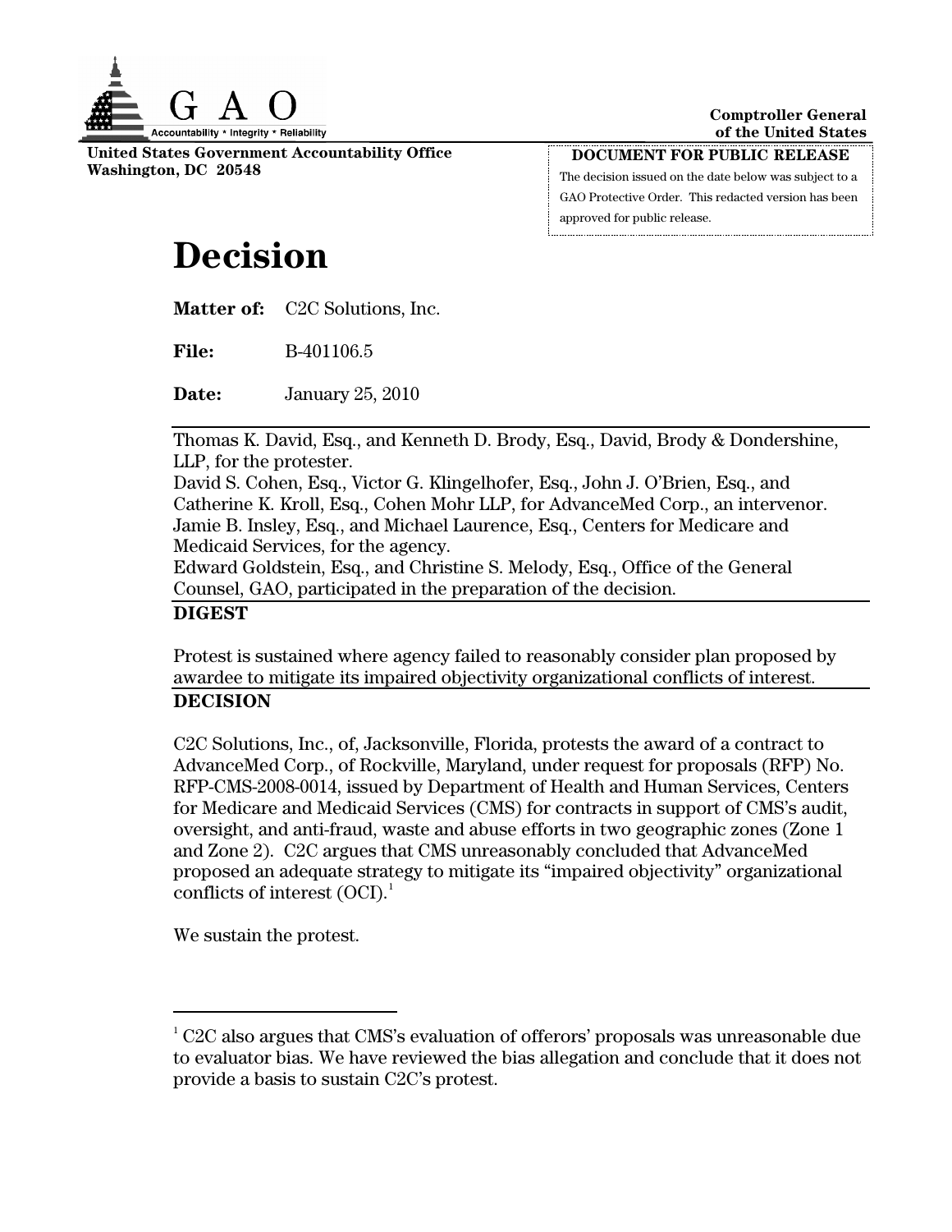United States Government Accountability Office
Washington, DC 20548

Comptroller General
of the United States

**DOCUMENT FOR PUBLIC RELEASE**
The decision issued on the date below was subject to a GAO Protective Order. This redacted version has been approved for public release.

# Decision

**Matter of:** C2C Solutions, Inc.

**File:** B-401106.5

**Date:** January 25, 2010

Thomas K. David, Esq., and Kenneth D. Brody, Esq., David, Brody & Dondershine, LLP, for the protester.
David S. Cohen, Esq., Victor G. Klingelhofer, Esq., John J. O'Brien, Esq., and Catherine K. Kroll, Esq., Cohen Mohr LLP, for AdvanceMed Corp., an intervenor.
Jamie B. Insley, Esq., and Michael Laurence, Esq., Centers for Medicare and Medicaid Services, for the agency.
Edward Goldstein, Esq., and Christine S. Melody, Esq., Office of the General Counsel, GAO, participated in the preparation of the decision.

**DIGEST**

Protest is sustained where agency failed to reasonably consider plan proposed by awardee to mitigate its impaired objectivity organizational conflicts of interest.

**DECISION**

C2C Solutions, Inc., of, Jacksonville, Florida, protests the award of a contract to AdvanceMed Corp., of Rockville, Maryland, under request for proposals (RFP) No. RFP-CMS-2008-0014, issued by Department of Health and Human Services, Centers for Medicare and Medicaid Services (CMS) for contracts in support of CMS's audit, oversight, and anti-fraud, waste and abuse efforts in two geographic zones (Zone 1 and Zone 2). C2C argues that CMS unreasonably concluded that AdvanceMed proposed an adequate strategy to mitigate its "impaired objectivity" organizational conflicts of interest (OCI).[1]

We sustain the protest.

[1] C2C also argues that CMS's evaluation of offerors' proposals was unreasonable due to evaluator bias. We have reviewed the bias allegation and conclude that it does not provide a basis to sustain C2C's protest.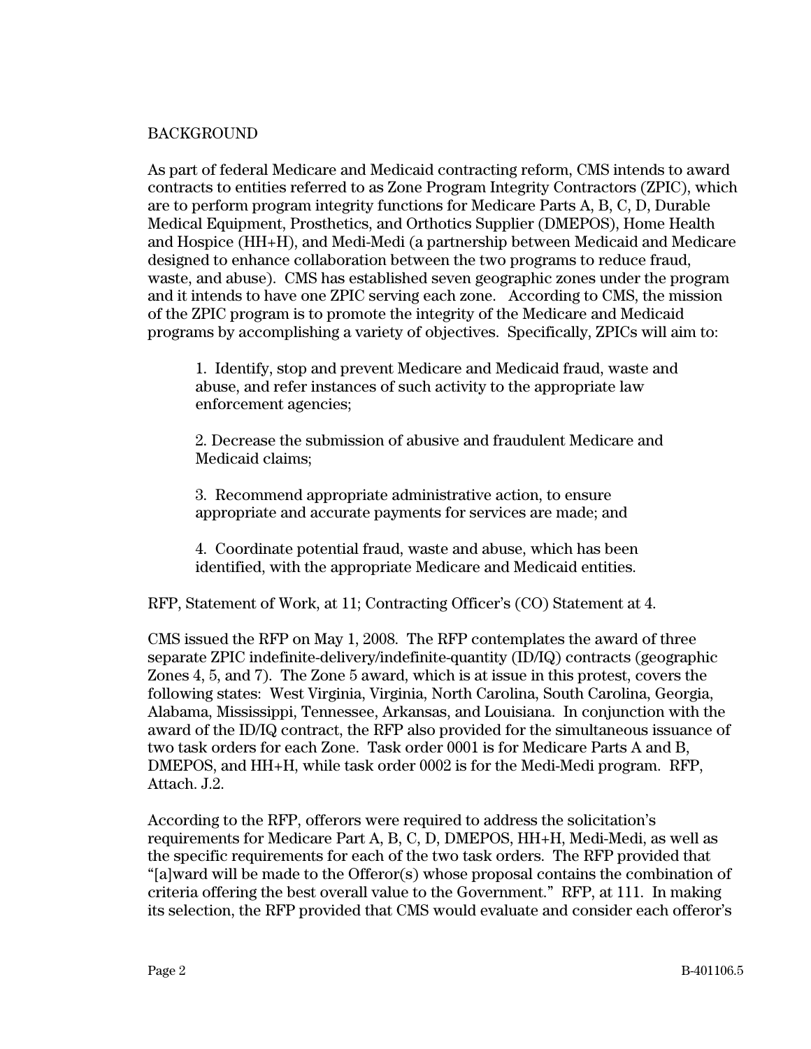BACKGROUND

As part of federal Medicare and Medicaid contracting reform, CMS intends to award contracts to entities referred to as Zone Program Integrity Contractors (ZPIC), which are to perform program integrity functions for Medicare Parts A, B, C, D, Durable Medical Equipment, Prosthetics, and Orthotics Supplier (DMEPOS), Home Health and Hospice (HH+H), and Medi-Medi (a partnership between Medicaid and Medicare designed to enhance collaboration between the two programs to reduce fraud, waste, and abuse). CMS has established seven geographic zones under the program and it intends to have one ZPIC serving each zone. According to CMS, the mission of the ZPIC program is to promote the integrity of the Medicare and Medicaid programs by accomplishing a variety of objectives. Specifically, ZPICs will aim to:

> 1. Identify, stop and prevent Medicare and Medicaid fraud, waste and abuse, and refer instances of such activity to the appropriate law enforcement agencies;
>
> 2. Decrease the submission of abusive and fraudulent Medicare and Medicaid claims;
>
> 3. Recommend appropriate administrative action, to ensure appropriate and accurate payments for services are made; and
>
> 4. Coordinate potential fraud, waste and abuse, which has been identified, with the appropriate Medicare and Medicaid entities.

RFP, Statement of Work, at 11; Contracting Officer's (CO) Statement at 4.

CMS issued the RFP on May 1, 2008. The RFP contemplates the award of three separate ZPIC indefinite-delivery/indefinite-quantity (ID/IQ) contracts (geographic Zones 4, 5, and 7). The Zone 5 award, which is at issue in this protest, covers the following states: West Virginia, Virginia, North Carolina, South Carolina, Georgia, Alabama, Mississippi, Tennessee, Arkansas, and Louisiana. In conjunction with the award of the ID/IQ contract, the RFP also provided for the simultaneous issuance of two task orders for each Zone. Task order 0001 is for Medicare Parts A and B, DMEPOS, and HH+H, while task order 0002 is for the Medi-Medi program. RFP, Attach. J.2.

According to the RFP, offerors were required to address the solicitation's requirements for Medicare Part A, B, C, D, DMEPOS, HH+H, Medi-Medi, as well as the specific requirements for each of the two task orders. The RFP provided that "[a]ward will be made to the Offeror(s) whose proposal contains the combination of criteria offering the best overall value to the Government." RFP, at 111. In making its selection, the RFP provided that CMS would evaluate and consider each offeror's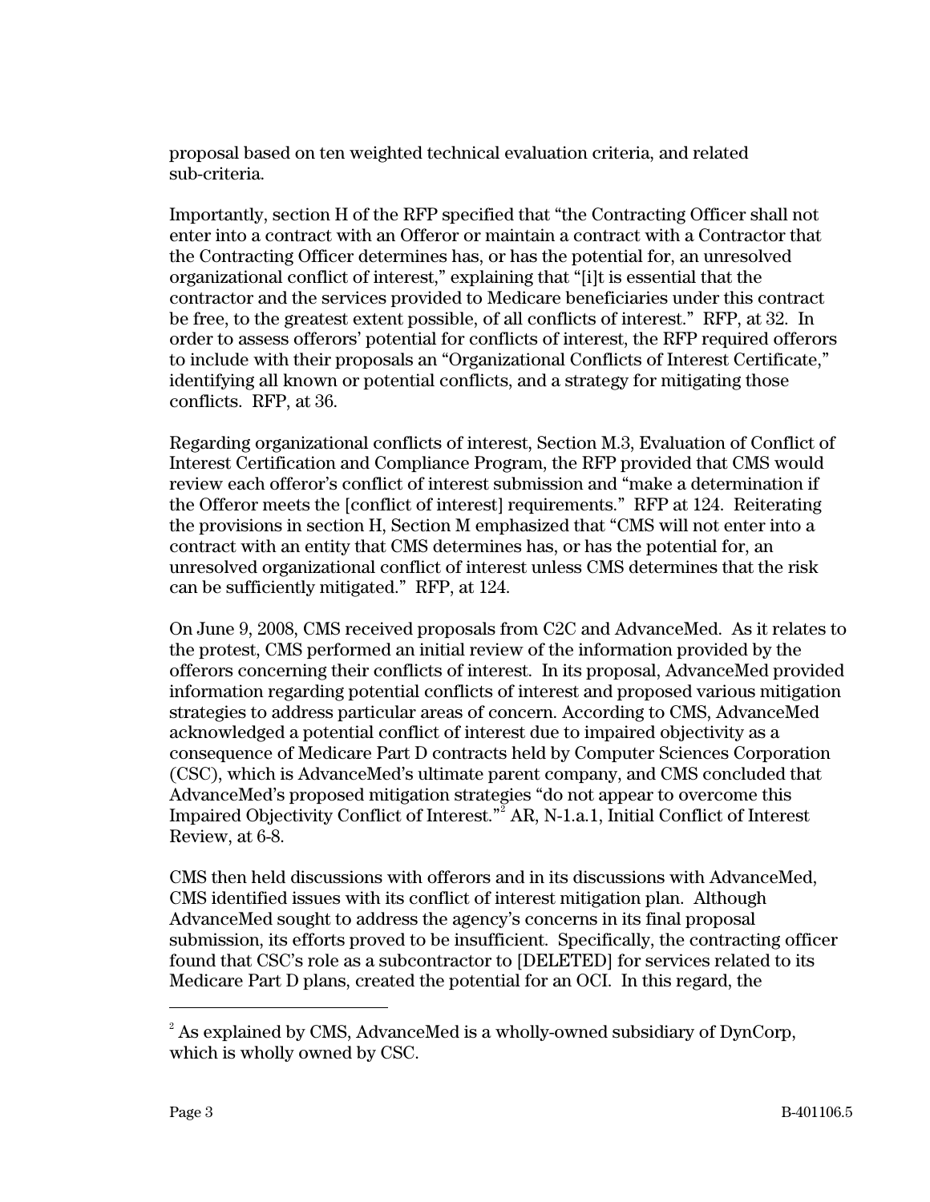proposal based on ten weighted technical evaluation criteria, and related sub-criteria.

Importantly, section H of the RFP specified that "the Contracting Officer shall not enter into a contract with an Offeror or maintain a contract with a Contractor that the Contracting Officer determines has, or has the potential for, an unresolved organizational conflict of interest," explaining that "[i]t is essential that the contractor and the services provided to Medicare beneficiaries under this contract be free, to the greatest extent possible, of all conflicts of interest." RFP, at 32. In order to assess offerors' potential for conflicts of interest, the RFP required offerors to include with their proposals an "Organizational Conflicts of Interest Certificate," identifying all known or potential conflicts, and a strategy for mitigating those conflicts. RFP, at 36.

Regarding organizational conflicts of interest, Section M.3, Evaluation of Conflict of Interest Certification and Compliance Program, the RFP provided that CMS would review each offeror's conflict of interest submission and "make a determination if the Offeror meets the [conflict of interest] requirements." RFP at 124. Reiterating the provisions in section H, Section M emphasized that "CMS will not enter into a contract with an entity that CMS determines has, or has the potential for, an unresolved organizational conflict of interest unless CMS determines that the risk can be sufficiently mitigated." RFP, at 124.

On June 9, 2008, CMS received proposals from C2C and AdvanceMed. As it relates to the protest, CMS performed an initial review of the information provided by the offerors concerning their conflicts of interest. In its proposal, AdvanceMed provided information regarding potential conflicts of interest and proposed various mitigation strategies to address particular areas of concern. According to CMS, AdvanceMed acknowledged a potential conflict of interest due to impaired objectivity as a consequence of Medicare Part D contracts held by Computer Sciences Corporation (CSC), which is AdvanceMed's ultimate parent company, and CMS concluded that AdvanceMed's proposed mitigation strategies "do not appear to overcome this Impaired Objectivity Conflict of Interest."[2] AR, N-1.a.1, Initial Conflict of Interest Review, at 6-8.

CMS then held discussions with offerors and in its discussions with AdvanceMed, CMS identified issues with its conflict of interest mitigation plan. Although AdvanceMed sought to address the agency's concerns in its final proposal submission, its efforts proved to be insufficient. Specifically, the contracting officer found that CSC's role as a subcontractor to [DELETED] for services related to its Medicare Part D plans, created the potential for an OCI. In this regard, the

---

[2] As explained by CMS, AdvanceMed is a wholly-owned subsidiary of DynCorp, which is wholly owned by CSC.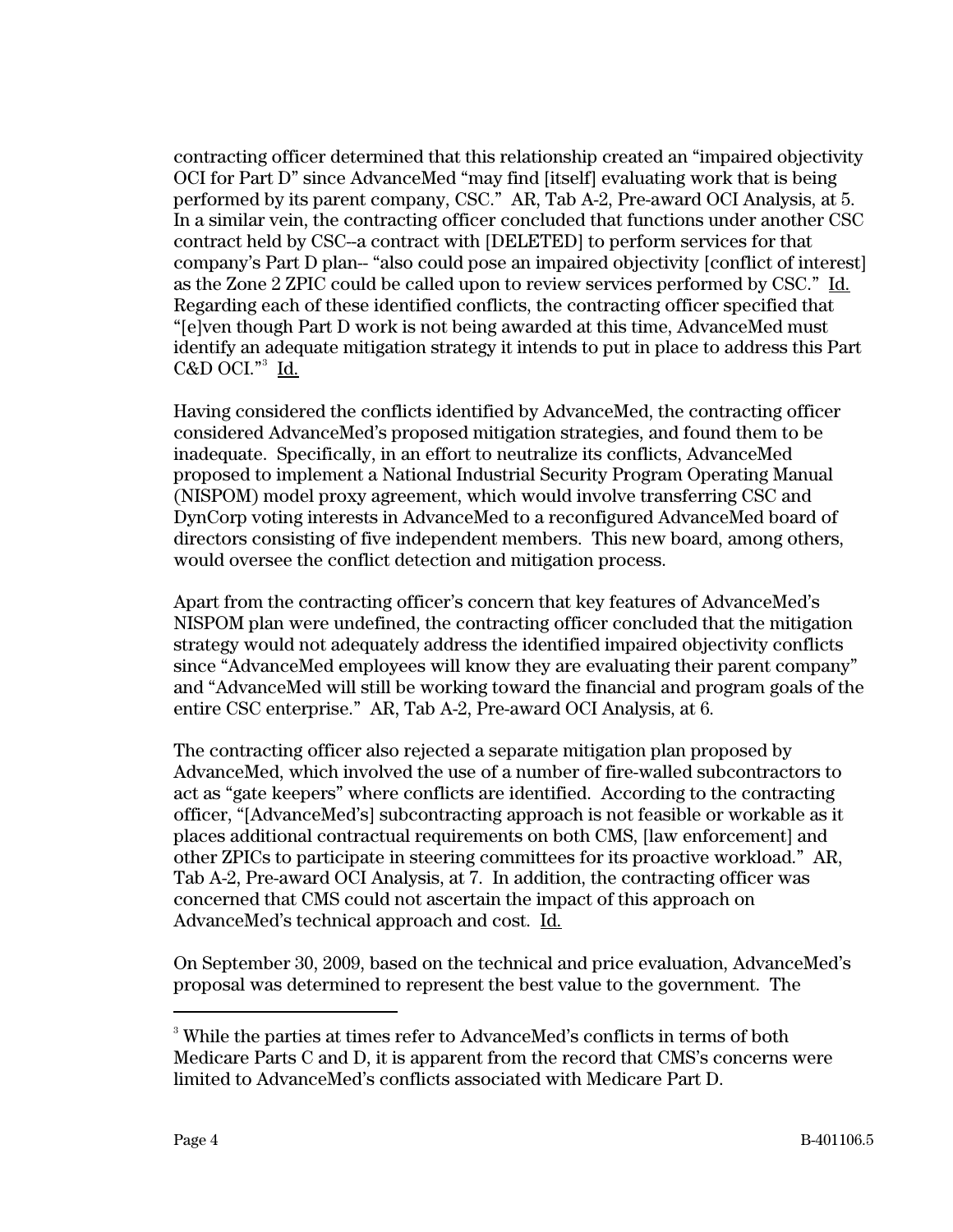contracting officer determined that this relationship created an "impaired objectivity OCI for Part D" since AdvanceMed "may find [itself] evaluating work that is being performed by its parent company, CSC." AR, Tab A-2, Pre-award OCI Analysis, at 5. In a similar vein, the contracting officer concluded that functions under another CSC contract held by CSC--a contract with [DELETED] to perform services for that company's Part D plan-- "also could pose an impaired objectivity [conflict of interest] as the Zone 2 ZPIC could be called upon to review services performed by CSC." Id. Regarding each of these identified conflicts, the contracting officer specified that "[e]ven though Part D work is not being awarded at this time, AdvanceMed must identify an adequate mitigation strategy it intends to put in place to address this Part C&D OCI."[3] Id.

Having considered the conflicts identified by AdvanceMed, the contracting officer considered AdvanceMed's proposed mitigation strategies, and found them to be inadequate. Specifically, in an effort to neutralize its conflicts, AdvanceMed proposed to implement a National Industrial Security Program Operating Manual (NISPOM) model proxy agreement, which would involve transferring CSC and DynCorp voting interests in AdvanceMed to a reconfigured AdvanceMed board of directors consisting of five independent members. This new board, among others, would oversee the conflict detection and mitigation process.

Apart from the contracting officer's concern that key features of AdvanceMed's NISPOM plan were undefined, the contracting officer concluded that the mitigation strategy would not adequately address the identified impaired objectivity conflicts since "AdvanceMed employees will know they are evaluating their parent company" and "AdvanceMed will still be working toward the financial and program goals of the entire CSC enterprise." AR, Tab A-2, Pre-award OCI Analysis, at 6.

The contracting officer also rejected a separate mitigation plan proposed by AdvanceMed, which involved the use of a number of fire-walled subcontractors to act as "gate keepers" where conflicts are identified. According to the contracting officer, "[AdvanceMed's] subcontracting approach is not feasible or workable as it places additional contractual requirements on both CMS, [law enforcement] and other ZPICs to participate in steering committees for its proactive workload." AR, Tab A-2, Pre-award OCI Analysis, at 7. In addition, the contracting officer was concerned that CMS could not ascertain the impact of this approach on AdvanceMed's technical approach and cost. Id.

On September 30, 2009, based on the technical and price evaluation, AdvanceMed's proposal was determined to represent the best value to the government. The

---

[3] While the parties at times refer to AdvanceMed's conflicts in terms of both Medicare Parts C and D, it is apparent from the record that CMS's concerns were limited to AdvanceMed's conflicts associated with Medicare Part D.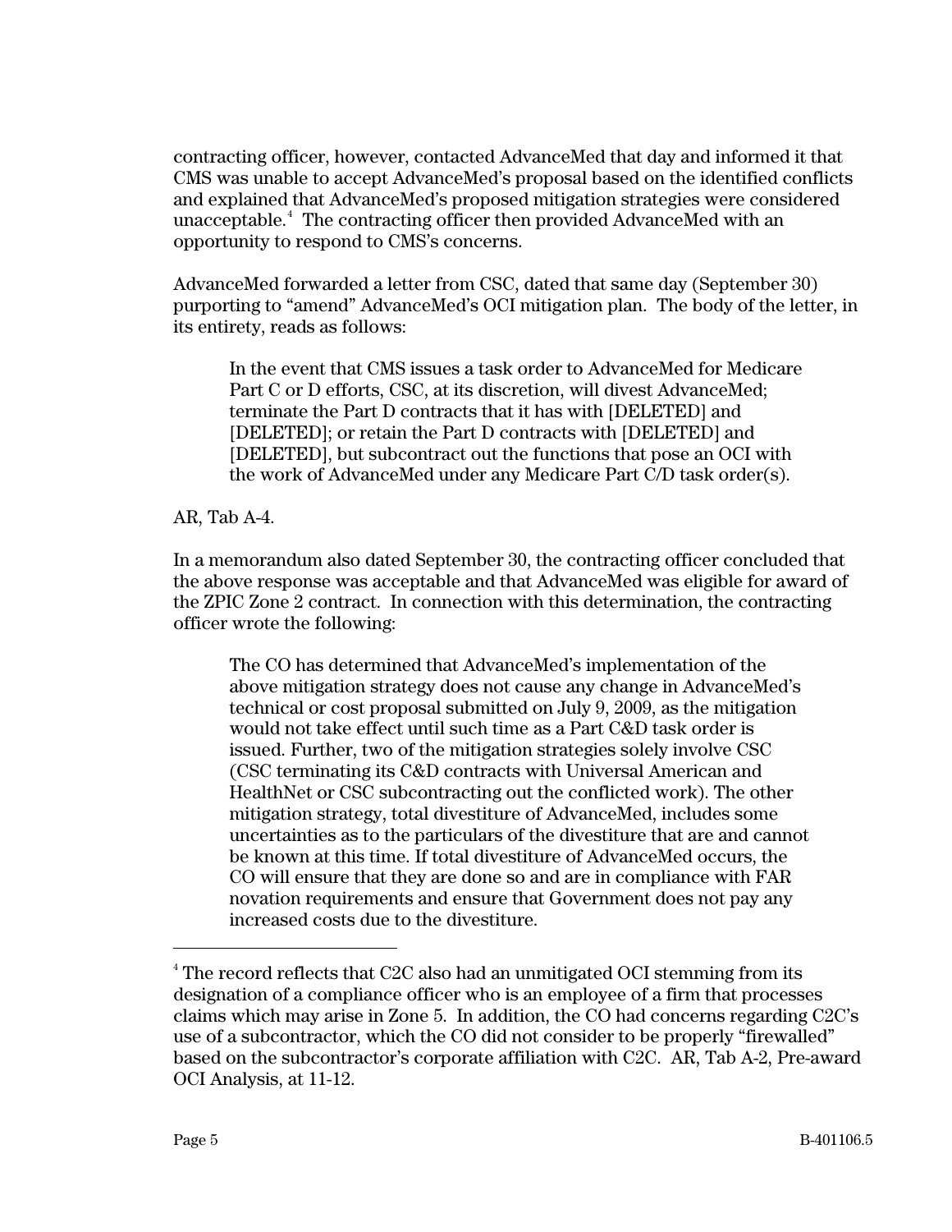contracting officer, however, contacted AdvanceMed that day and informed it that CMS was unable to accept AdvanceMed's proposal based on the identified conflicts and explained that AdvanceMed's proposed mitigation strategies were considered unacceptable.[4] The contracting officer then provided AdvanceMed with an opportunity to respond to CMS's concerns.

AdvanceMed forwarded a letter from CSC, dated that same day (September 30) purporting to "amend" AdvanceMed's OCI mitigation plan. The body of the letter, in its entirety, reads as follows:

> In the event that CMS issues a task order to AdvanceMed for Medicare Part C or D efforts, CSC, at its discretion, will divest AdvanceMed; terminate the Part D contracts that it has with [DELETED] and [DELETED]; or retain the Part D contracts with [DELETED] and [DELETED], but subcontract out the functions that pose an OCI with the work of AdvanceMed under any Medicare Part C/D task order(s).

AR, Tab A-4.

In a memorandum also dated September 30, the contracting officer concluded that the above response was acceptable and that AdvanceMed was eligible for award of the ZPIC Zone 2 contract. In connection with this determination, the contracting officer wrote the following:

> The CO has determined that AdvanceMed's implementation of the above mitigation strategy does not cause any change in AdvanceMed's technical or cost proposal submitted on July 9, 2009, as the mitigation would not take effect until such time as a Part C&D task order is issued. Further, two of the mitigation strategies solely involve CSC (CSC terminating its C&D contracts with Universal American and HealthNet or CSC subcontracting out the conflicted work). The other mitigation strategy, total divestiture of AdvanceMed, includes some uncertainties as to the particulars of the divestiture that are and cannot be known at this time. If total divestiture of AdvanceMed occurs, the CO will ensure that they are done so and are in compliance with FAR novation requirements and ensure that Government does not pay any increased costs due to the divestiture.

---

[4] The record reflects that C2C also had an unmitigated OCI stemming from its designation of a compliance officer who is an employee of a firm that processes claims which may arise in Zone 5. In addition, the CO had concerns regarding C2C's use of a subcontractor, which the CO did not consider to be properly "firewalled" based on the subcontractor's corporate affiliation with C2C. AR, Tab A-2, Pre-award OCI Analysis, at 11-12.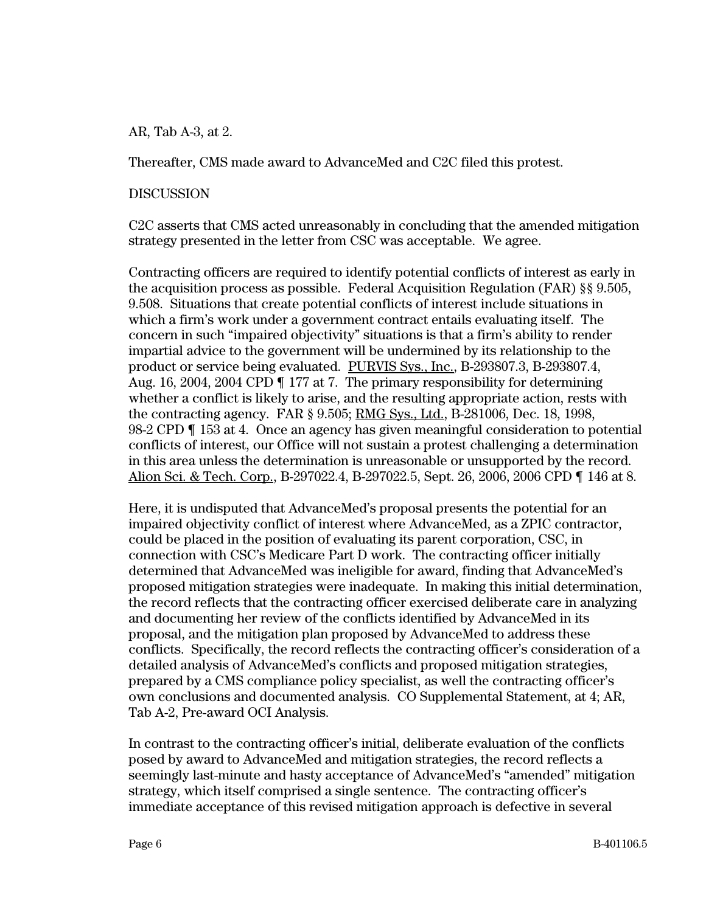AR, Tab A-3, at 2.

Thereafter, CMS made award to AdvanceMed and C2C filed this protest.

DISCUSSION

C2C asserts that CMS acted unreasonably in concluding that the amended mitigation strategy presented in the letter from CSC was acceptable. We agree.

Contracting officers are required to identify potential conflicts of interest as early in the acquisition process as possible. Federal Acquisition Regulation (FAR) §§ 9.505, 9.508. Situations that create potential conflicts of interest include situations in which a firm's work under a government contract entails evaluating itself. The concern in such "impaired objectivity" situations is that a firm's ability to render impartial advice to the government will be undermined by its relationship to the product or service being evaluated. PURVIS Sys., Inc., B-293807.3, B-293807.4, Aug. 16, 2004, 2004 CPD ¶ 177 at 7. The primary responsibility for determining whether a conflict is likely to arise, and the resulting appropriate action, rests with the contracting agency. FAR § 9.505; RMG Sys., Ltd., B-281006, Dec. 18, 1998, 98-2 CPD ¶ 153 at 4. Once an agency has given meaningful consideration to potential conflicts of interest, our Office will not sustain a protest challenging a determination in this area unless the determination is unreasonable or unsupported by the record. Alion Sci. & Tech. Corp., B-297022.4, B-297022.5, Sept. 26, 2006, 2006 CPD ¶ 146 at 8.

Here, it is undisputed that AdvanceMed's proposal presents the potential for an impaired objectivity conflict of interest where AdvanceMed, as a ZPIC contractor, could be placed in the position of evaluating its parent corporation, CSC, in connection with CSC's Medicare Part D work. The contracting officer initially determined that AdvanceMed was ineligible for award, finding that AdvanceMed's proposed mitigation strategies were inadequate. In making this initial determination, the record reflects that the contracting officer exercised deliberate care in analyzing and documenting her review of the conflicts identified by AdvanceMed in its proposal, and the mitigation plan proposed by AdvanceMed to address these conflicts. Specifically, the record reflects the contracting officer's consideration of a detailed analysis of AdvanceMed's conflicts and proposed mitigation strategies, prepared by a CMS compliance policy specialist, as well the contracting officer's own conclusions and documented analysis. CO Supplemental Statement, at 4; AR, Tab A-2, Pre-award OCI Analysis.

In contrast to the contracting officer's initial, deliberate evaluation of the conflicts posed by award to AdvanceMed and mitigation strategies, the record reflects a seemingly last-minute and hasty acceptance of AdvanceMed's "amended" mitigation strategy, which itself comprised a single sentence. The contracting officer's immediate acceptance of this revised mitigation approach is defective in several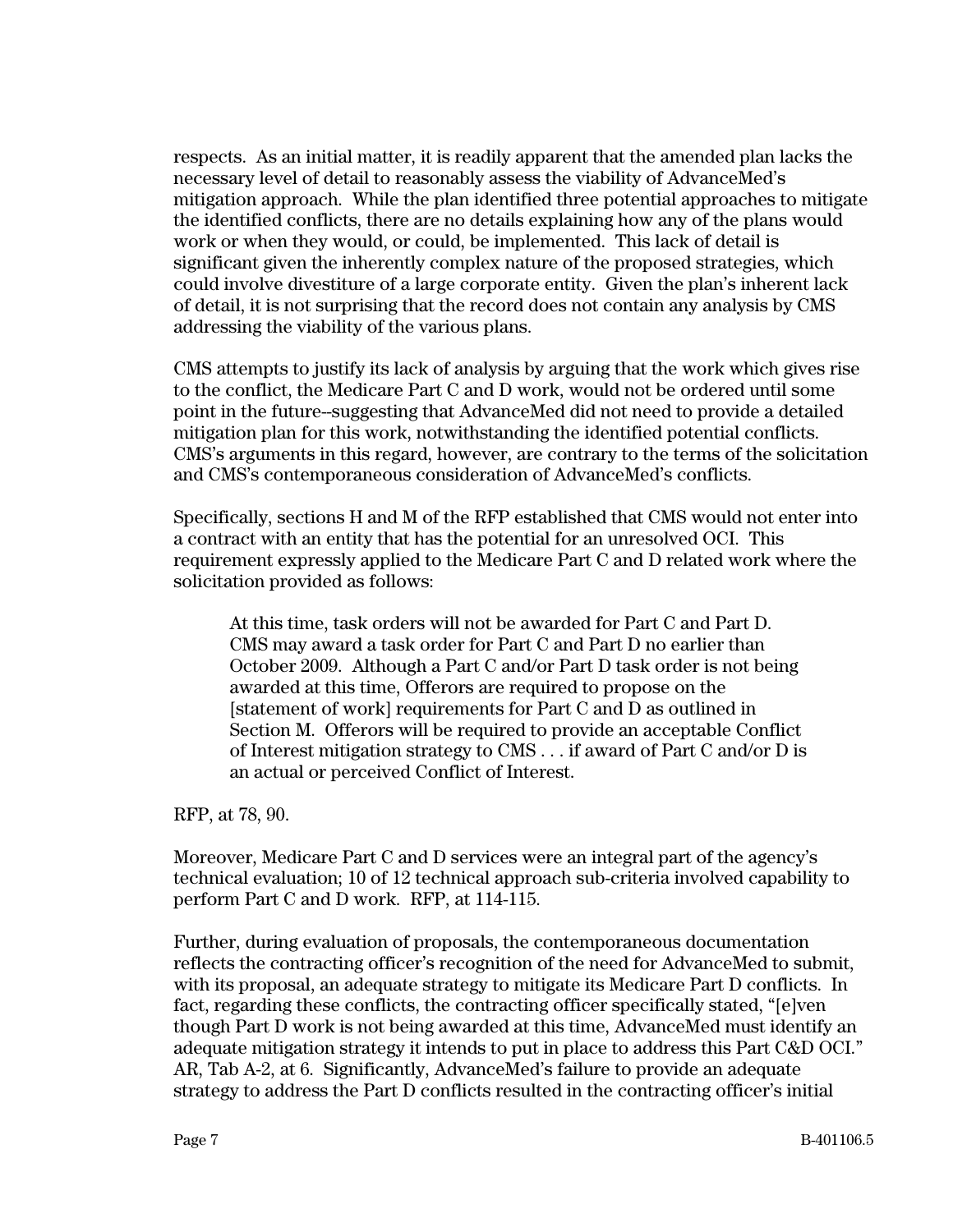respects. As an initial matter, it is readily apparent that the amended plan lacks the necessary level of detail to reasonably assess the viability of AdvanceMed's mitigation approach. While the plan identified three potential approaches to mitigate the identified conflicts, there are no details explaining how any of the plans would work or when they would, or could, be implemented. This lack of detail is significant given the inherently complex nature of the proposed strategies, which could involve divestiture of a large corporate entity. Given the plan's inherent lack of detail, it is not surprising that the record does not contain any analysis by CMS addressing the viability of the various plans.

CMS attempts to justify its lack of analysis by arguing that the work which gives rise to the conflict, the Medicare Part C and D work, would not be ordered until some point in the future--suggesting that AdvanceMed did not need to provide a detailed mitigation plan for this work, notwithstanding the identified potential conflicts. CMS's arguments in this regard, however, are contrary to the terms of the solicitation and CMS's contemporaneous consideration of AdvanceMed's conflicts.

Specifically, sections H and M of the RFP established that CMS would not enter into a contract with an entity that has the potential for an unresolved OCI. This requirement expressly applied to the Medicare Part C and D related work where the solicitation provided as follows:

> At this time, task orders will not be awarded for Part C and Part D. CMS may award a task order for Part C and Part D no earlier than October 2009. Although a Part C and/or Part D task order is not being awarded at this time, Offerors are required to propose on the [statement of work] requirements for Part C and D as outlined in Section M. Offerors will be required to provide an acceptable Conflict of Interest mitigation strategy to CMS . . . if award of Part C and/or D is an actual or perceived Conflict of Interest.

RFP, at 78, 90.

Moreover, Medicare Part C and D services were an integral part of the agency's technical evaluation; 10 of 12 technical approach sub-criteria involved capability to perform Part C and D work. RFP, at 114-115.

Further, during evaluation of proposals, the contemporaneous documentation reflects the contracting officer's recognition of the need for AdvanceMed to submit, with its proposal, an adequate strategy to mitigate its Medicare Part D conflicts. In fact, regarding these conflicts, the contracting officer specifically stated, "[e]ven though Part D work is not being awarded at this time, AdvanceMed must identify an adequate mitigation strategy it intends to put in place to address this Part C&D OCI." AR, Tab A-2, at 6. Significantly, AdvanceMed's failure to provide an adequate strategy to address the Part D conflicts resulted in the contracting officer's initial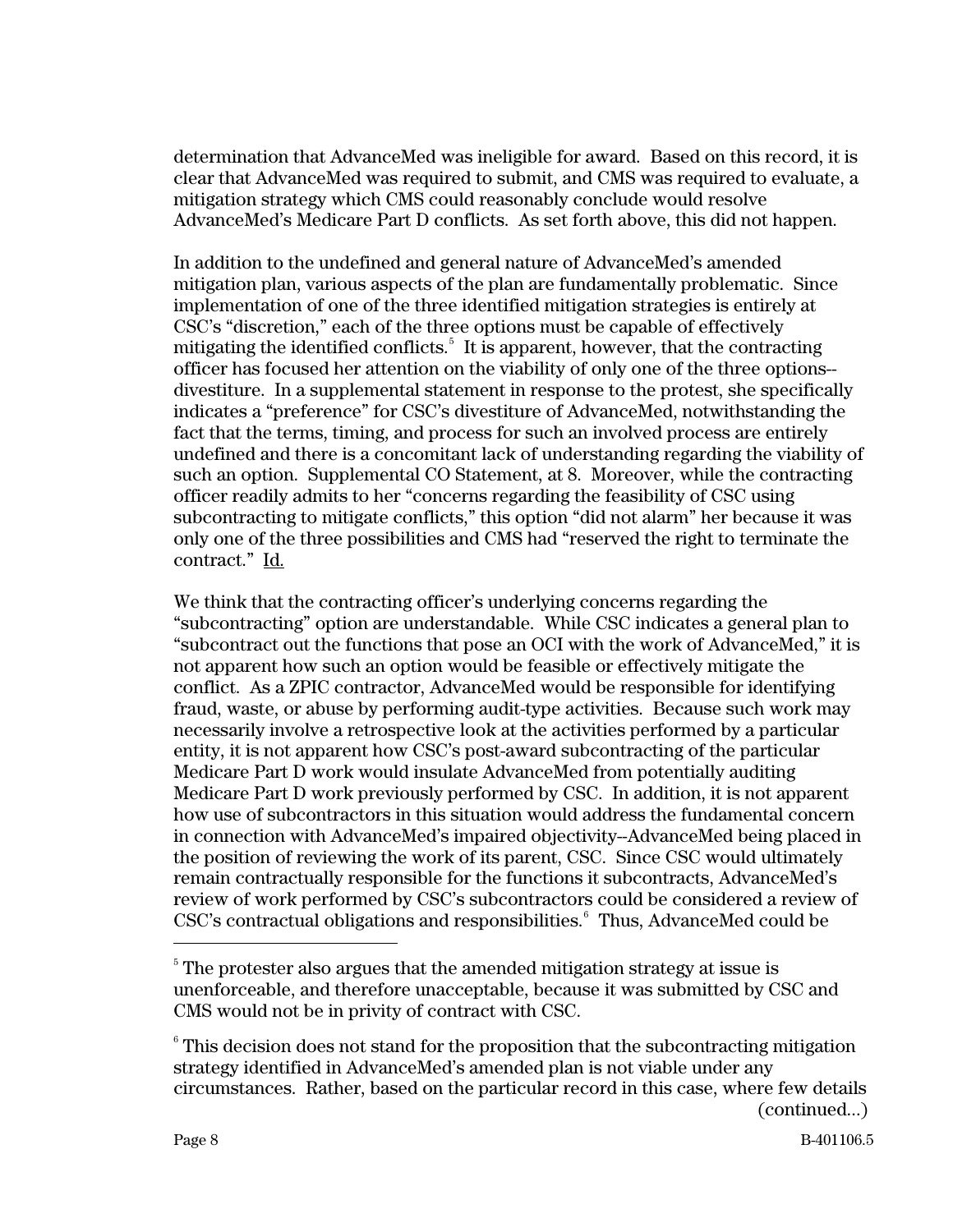determination that AdvanceMed was ineligible for award. Based on this record, it is clear that AdvanceMed was required to submit, and CMS was required to evaluate, a mitigation strategy which CMS could reasonably conclude would resolve AdvanceMed's Medicare Part D conflicts. As set forth above, this did not happen.

In addition to the undefined and general nature of AdvanceMed's amended mitigation plan, various aspects of the plan are fundamentally problematic. Since implementation of one of the three identified mitigation strategies is entirely at CSC's "discretion," each of the three options must be capable of effectively mitigating the identified conflicts.[5] It is apparent, however, that the contracting officer has focused her attention on the viability of only one of the three options--divestiture. In a supplemental statement in response to the protest, she specifically indicates a "preference" for CSC's divestiture of AdvanceMed, notwithstanding the fact that the terms, timing, and process for such an involved process are entirely undefined and there is a concomitant lack of understanding regarding the viability of such an option. Supplemental CO Statement, at 8. Moreover, while the contracting officer readily admits to her "concerns regarding the feasibility of CSC using subcontracting to mitigate conflicts," this option "did not alarm" her because it was only one of the three possibilities and CMS had "reserved the right to terminate the contract." Id.

We think that the contracting officer's underlying concerns regarding the "subcontracting" option are understandable. While CSC indicates a general plan to "subcontract out the functions that pose an OCI with the work of AdvanceMed," it is not apparent how such an option would be feasible or effectively mitigate the conflict. As a ZPIC contractor, AdvanceMed would be responsible for identifying fraud, waste, or abuse by performing audit-type activities. Because such work may necessarily involve a retrospective look at the activities performed by a particular entity, it is not apparent how CSC's post-award subcontracting of the particular Medicare Part D work would insulate AdvanceMed from potentially auditing Medicare Part D work previously performed by CSC. In addition, it is not apparent how use of subcontractors in this situation would address the fundamental concern in connection with AdvanceMed's impaired objectivity--AdvanceMed being placed in the position of reviewing the work of its parent, CSC. Since CSC would ultimately remain contractually responsible for the functions it subcontracts, AdvanceMed's review of work performed by CSC's subcontractors could be considered a review of CSC's contractual obligations and responsibilities.[6] Thus, AdvanceMed could be

---

[5] The protester also argues that the amended mitigation strategy at issue is unenforceable, and therefore unacceptable, because it was submitted by CSC and CMS would not be in privity of contract with CSC.

[6] This decision does not stand for the proposition that the subcontracting mitigation strategy identified in AdvanceMed's amended plan is not viable under any circumstances. Rather, based on the particular record in this case, where few details (continued...)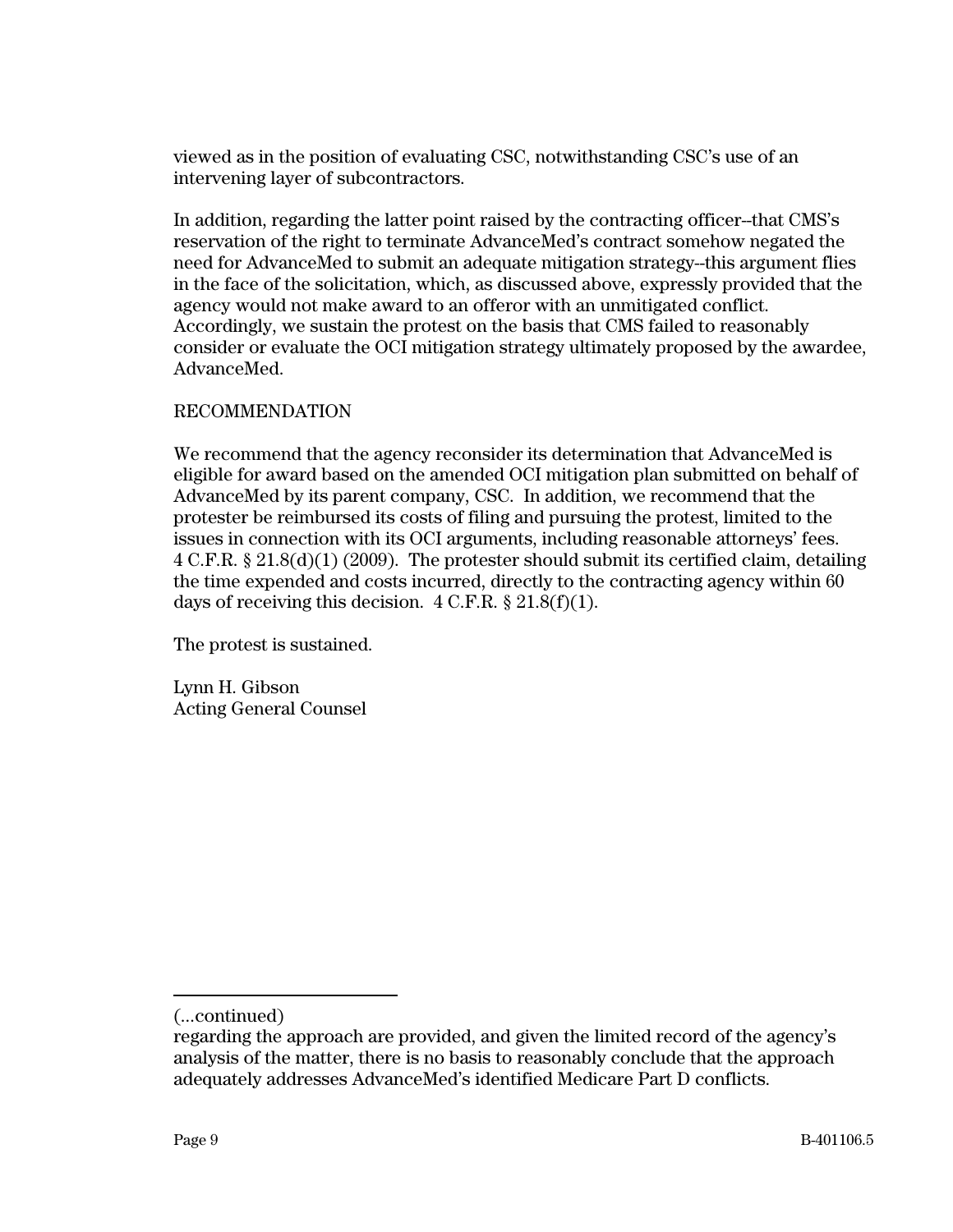viewed as in the position of evaluating CSC, notwithstanding CSC's use of an intervening layer of subcontractors.

In addition, regarding the latter point raised by the contracting officer--that CMS's reservation of the right to terminate AdvanceMed's contract somehow negated the need for AdvanceMed to submit an adequate mitigation strategy--this argument flies in the face of the solicitation, which, as discussed above, expressly provided that the agency would not make award to an offeror with an unmitigated conflict. Accordingly, we sustain the protest on the basis that CMS failed to reasonably consider or evaluate the OCI mitigation strategy ultimately proposed by the awardee, AdvanceMed.

RECOMMENDATION

We recommend that the agency reconsider its determination that AdvanceMed is eligible for award based on the amended OCI mitigation plan submitted on behalf of AdvanceMed by its parent company, CSC. In addition, we recommend that the protester be reimbursed its costs of filing and pursuing the protest, limited to the issues in connection with its OCI arguments, including reasonable attorneys' fees. 4 C.F.R. § 21.8(d)(1) (2009). The protester should submit its certified claim, detailing the time expended and costs incurred, directly to the contracting agency within 60 days of receiving this decision. 4 C.F.R. § 21.8(f)(1).

The protest is sustained.

Lynn H. Gibson
Acting General Counsel

(...continued)
regarding the approach are provided, and given the limited record of the agency's analysis of the matter, there is no basis to reasonably conclude that the approach adequately addresses AdvanceMed's identified Medicare Part D conflicts.